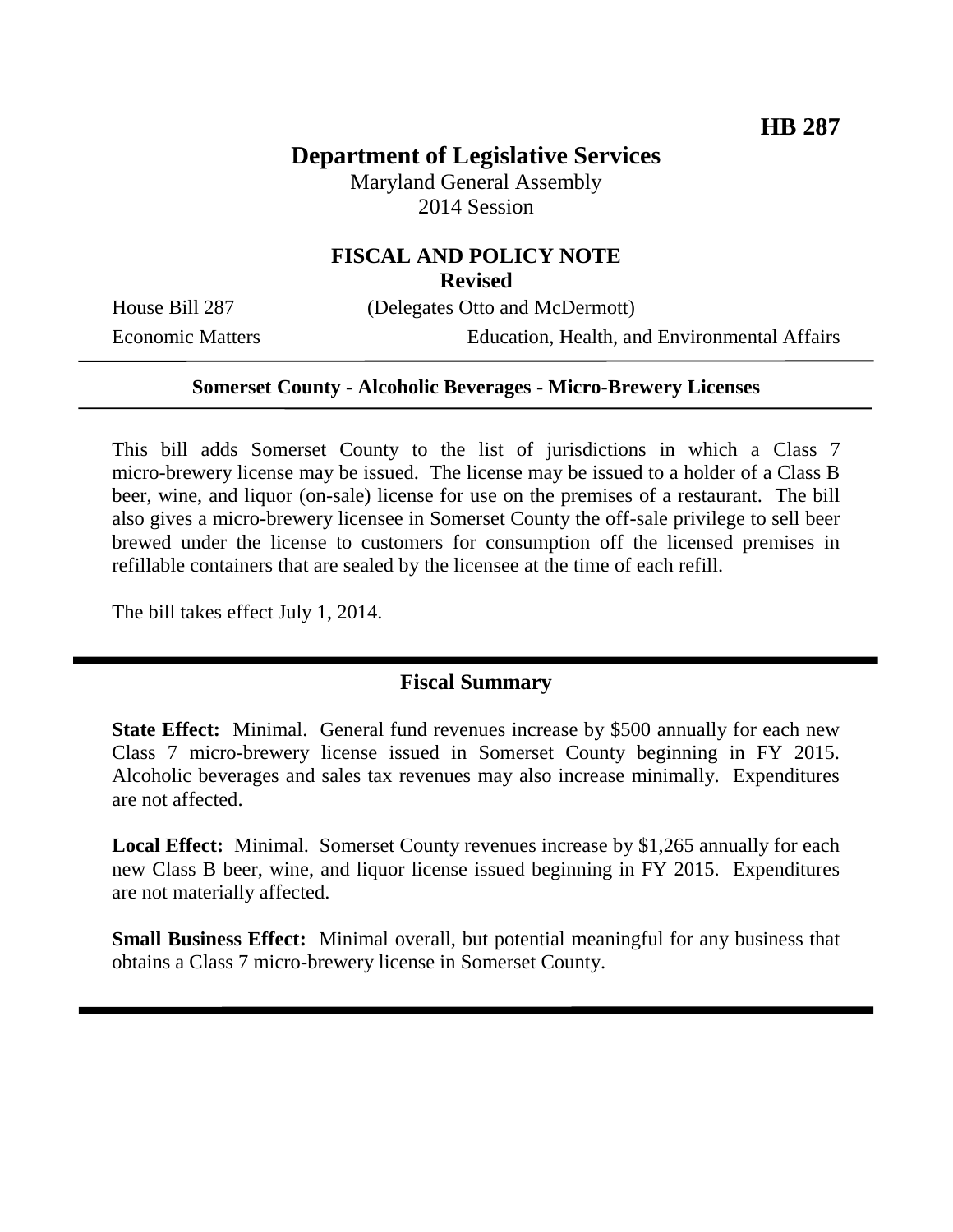**HB 287**

# Department of Legislative Services

Maryland General Assembly
2014 Session

## FISCAL AND POLICY NOTE
**Revised**

House Bill 287 (Delegates Otto and McDermott)
Economic Matters Education, Health, and Environmental Affairs

**Somerset County - Alcoholic Beverages - Micro-Brewery Licenses**

This bill adds Somerset County to the list of jurisdictions in which a Class 7 micro-brewery license may be issued. The license may be issued to a holder of a Class B beer, wine, and liquor (on-sale) license for use on the premises of a restaurant. The bill also gives a micro-brewery licensee in Somerset County the off-sale privilege to sell beer brewed under the license to customers for consumption off the licensed premises in refillable containers that are sealed by the licensee at the time of each refill.

The bill takes effect July 1, 2014.

## Fiscal Summary

**State Effect:** Minimal. General fund revenues increase by $500 annually for each new Class 7 micro-brewery license issued in Somerset County beginning in FY 2015. Alcoholic beverages and sales tax revenues may also increase minimally. Expenditures are not affected.

**Local Effect:** Minimal. Somerset County revenues increase by $1,265 annually for each new Class B beer, wine, and liquor license issued beginning in FY 2015. Expenditures are not materially affected.

**Small Business Effect:** Minimal overall, but potential meaningful for any business that obtains a Class 7 micro-brewery license in Somerset County.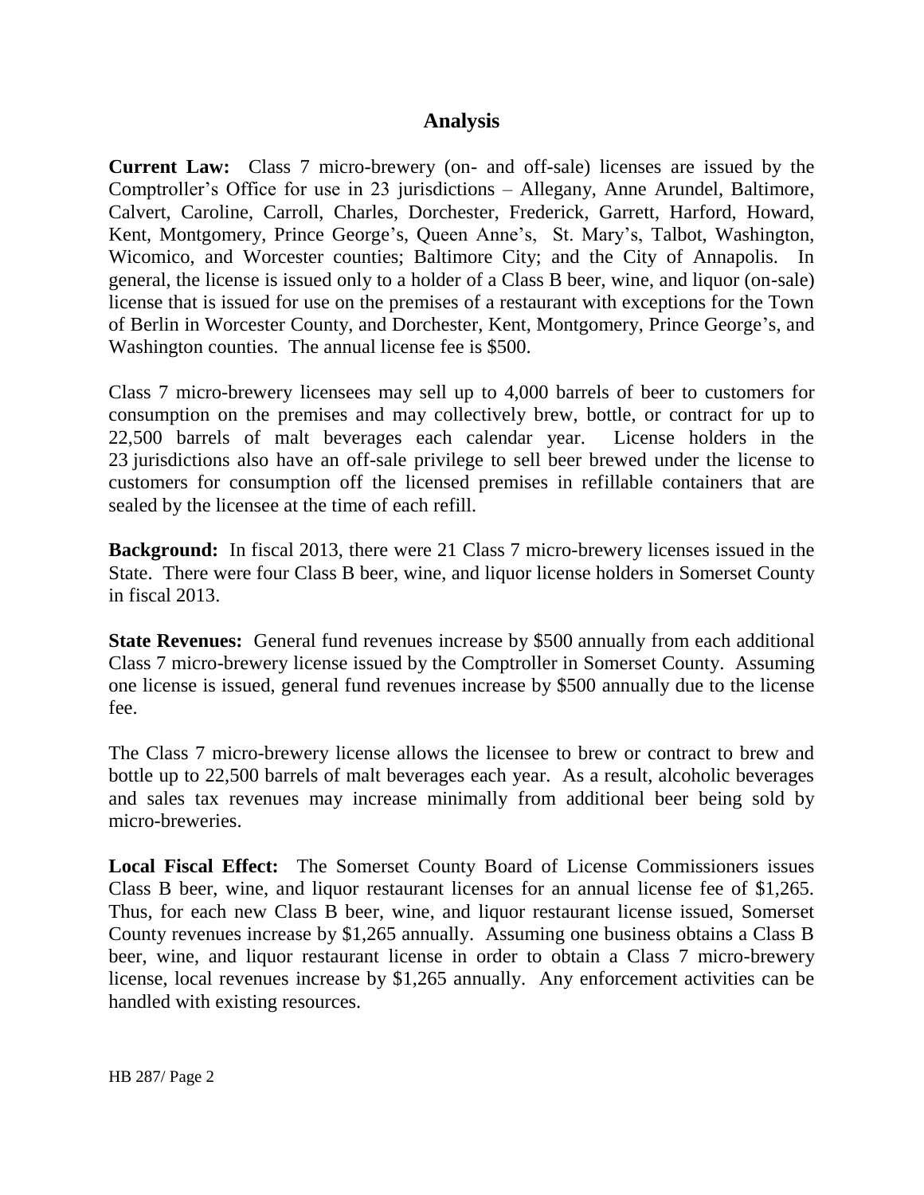## Analysis

**Current Law:** Class 7 micro-brewery (on- and off-sale) licenses are issued by the Comptroller's Office for use in 23 jurisdictions – Allegany, Anne Arundel, Baltimore, Calvert, Caroline, Carroll, Charles, Dorchester, Frederick, Garrett, Harford, Howard, Kent, Montgomery, Prince George's, Queen Anne's, St. Mary's, Talbot, Washington, Wicomico, and Worcester counties; Baltimore City; and the City of Annapolis. In general, the license is issued only to a holder of a Class B beer, wine, and liquor (on-sale) license that is issued for use on the premises of a restaurant with exceptions for the Town of Berlin in Worcester County, and Dorchester, Kent, Montgomery, Prince George's, and Washington counties. The annual license fee is $500.

Class 7 micro-brewery licensees may sell up to 4,000 barrels of beer to customers for consumption on the premises and may collectively brew, bottle, or contract for up to 22,500 barrels of malt beverages each calendar year. License holders in the 23 jurisdictions also have an off-sale privilege to sell beer brewed under the license to customers for consumption off the licensed premises in refillable containers that are sealed by the licensee at the time of each refill.

**Background:** In fiscal 2013, there were 21 Class 7 micro-brewery licenses issued in the State. There were four Class B beer, wine, and liquor license holders in Somerset County in fiscal 2013.

**State Revenues:** General fund revenues increase by $500 annually from each additional Class 7 micro-brewery license issued by the Comptroller in Somerset County. Assuming one license is issued, general fund revenues increase by $500 annually due to the license fee.

The Class 7 micro-brewery license allows the licensee to brew or contract to brew and bottle up to 22,500 barrels of malt beverages each year. As a result, alcoholic beverages and sales tax revenues may increase minimally from additional beer being sold by micro-breweries.

**Local Fiscal Effect:** The Somerset County Board of License Commissioners issues Class B beer, wine, and liquor restaurant licenses for an annual license fee of $1,265. Thus, for each new Class B beer, wine, and liquor restaurant license issued, Somerset County revenues increase by $1,265 annually. Assuming one business obtains a Class B beer, wine, and liquor restaurant license in order to obtain a Class 7 micro-brewery license, local revenues increase by $1,265 annually. Any enforcement activities can be handled with existing resources.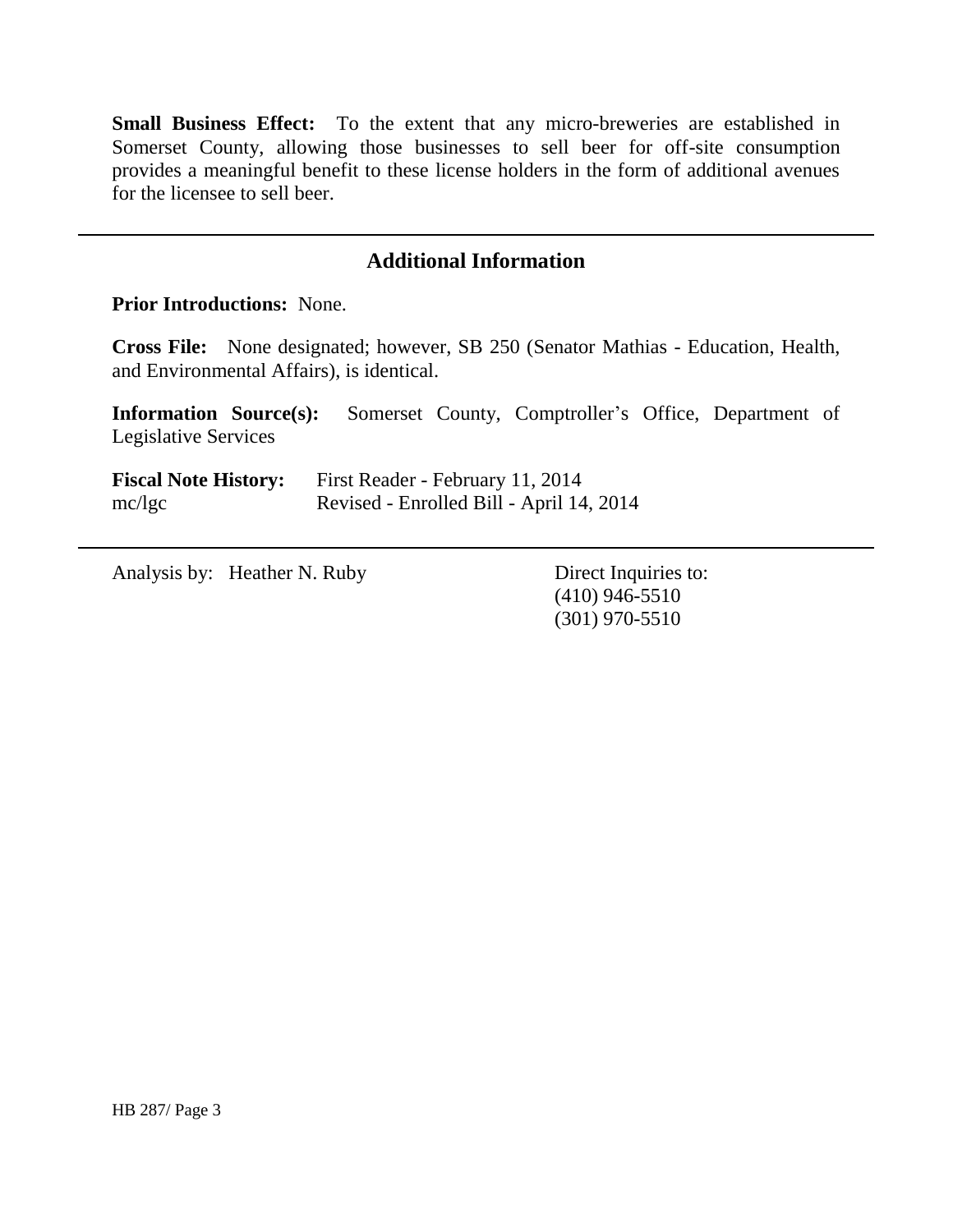**Small Business Effect:** To the extent that any micro-breweries are established in Somerset County, allowing those businesses to sell beer for off-site consumption provides a meaningful benefit to these license holders in the form of additional avenues for the licensee to sell beer.

---

## Additional Information

**Prior Introductions:** None.

**Cross File:** None designated; however, SB 250 (Senator Mathias - Education, Health, and Environmental Affairs), is identical.

**Information Source(s):** Somerset County, Comptroller's Office, Department of Legislative Services

| | |
|---|---|
| **Fiscal Note History:** | First Reader - February 11, 2014 |
| mc/lgc | Revised - Enrolled Bill - April 14, 2014 |

---

Analysis by: Heather N. Ruby

Direct Inquiries to:
(410) 946-5510
(301) 970-5510